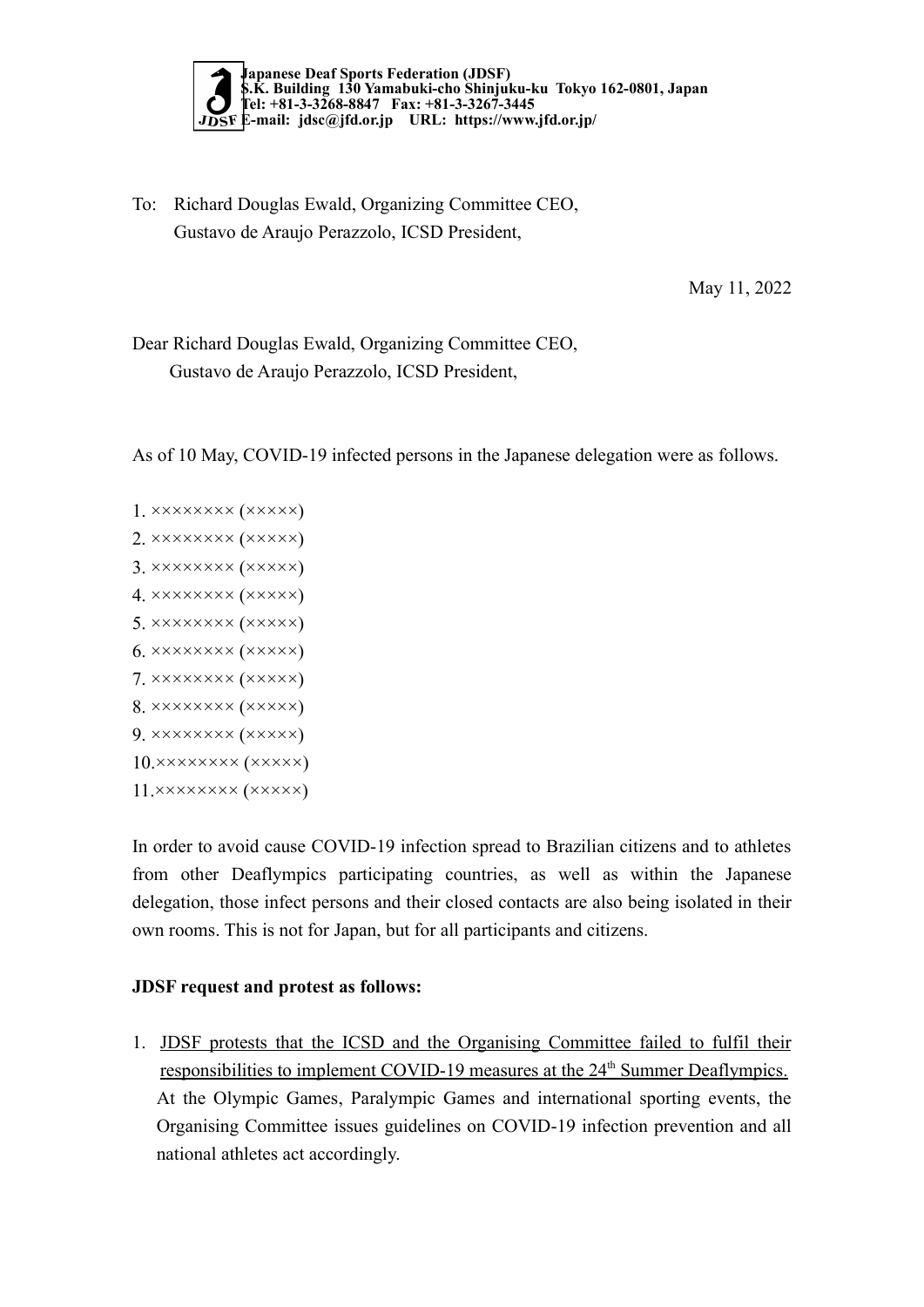**Japanese Deaf Sports Federation (JDSF)**
**S.K. Building 130 Yamabuki-cho Shinjuku-ku Tokyo 162-0801, Japan**
**Tel: +81-3-3268-8847 Fax: +81-3-3267-3445**
**E-mail: jdsc@jfd.or.jp URL: https://www.jfd.or.jp/**

To: Richard Douglas Ewald, Organizing Committee CEO,
Gustavo de Araujo Perazzolo, ICSD President,

May 11, 2022

Dear Richard Douglas Ewald, Organizing Committee CEO,
Gustavo de Araujo Perazzolo, ICSD President,

As of 10 May, COVID-19 infected persons in the Japanese delegation were as follows.

1. ×××××××× (×××××)
2. ×××××××× (×××××)
3. ×××××××× (×××××)
4. ×××××××× (×××××)
5. ×××××××× (×××××)
6. ×××××××× (×××××)
7. ×××××××× (×××××)
8. ×××××××× (×××××)
9. ×××××××× (×××××)
10. ×××××××× (×××××)
11. ×××××××× (×××××)

In order to avoid cause COVID-19 infection spread to Brazilian citizens and to athletes from other Deaflympics participating countries, as well as within the Japanese delegation, those infect persons and their closed contacts are also being isolated in their own rooms. This is not for Japan, but for all participants and citizens.

**JDSF request and protest as follows:**

1. <u>JDSF protests that the ICSD and the Organising Committee failed to fulfil their responsibilities to implement COVID-19 measures at the 24th Summer Deaflympics.</u>
   At the Olympic Games, Paralympic Games and international sporting events, the Organising Committee issues guidelines on COVID-19 infection prevention and all national athletes act accordingly.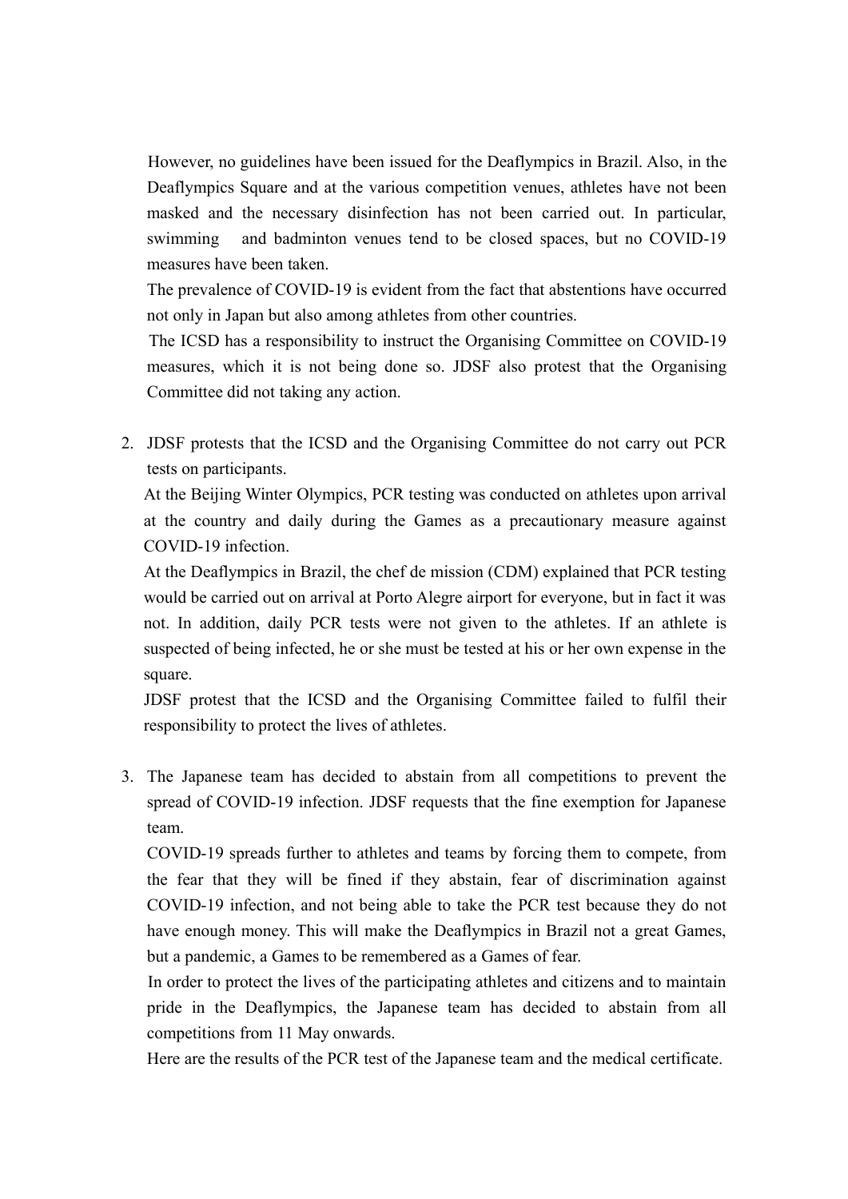However, no guidelines have been issued for the Deaflympics in Brazil. Also, in the Deaflympics Square and at the various competition venues, athletes have not been masked and the necessary disinfection has not been carried out. In particular, swimming and badminton venues tend to be closed spaces, but no COVID-19 measures have been taken.

The prevalence of COVID-19 is evident from the fact that abstentions have occurred not only in Japan but also among athletes from other countries.

The ICSD has a responsibility to instruct the Organising Committee on COVID-19 measures, which it is not being done so. JDSF also protest that the Organising Committee did not taking any action.

2. JDSF protests that the ICSD and the Organising Committee do not carry out PCR tests on participants.

   At the Beijing Winter Olympics, PCR testing was conducted on athletes upon arrival at the country and daily during the Games as a precautionary measure against COVID-19 infection.

   At the Deaflympics in Brazil, the chef de mission (CDM) explained that PCR testing would be carried out on arrival at Porto Alegre airport for everyone, but in fact it was not. In addition, daily PCR tests were not given to the athletes. If an athlete is suspected of being infected, he or she must be tested at his or her own expense in the square.

   JDSF protest that the ICSD and the Organising Committee failed to fulfil their responsibility to protect the lives of athletes.

3. The Japanese team has decided to abstain from all competitions to prevent the spread of COVID-19 infection. JDSF requests that the fine exemption for Japanese team.

   COVID-19 spreads further to athletes and teams by forcing them to compete, from the fear that they will be fined if they abstain, fear of discrimination against COVID-19 infection, and not being able to take the PCR test because they do not have enough money. This will make the Deaflympics in Brazil not a great Games, but a pandemic, a Games to be remembered as a Games of fear.

   In order to protect the lives of the participating athletes and citizens and to maintain pride in the Deaflympics, the Japanese team has decided to abstain from all competitions from 11 May onwards.

   Here are the results of the PCR test of the Japanese team and the medical certificate.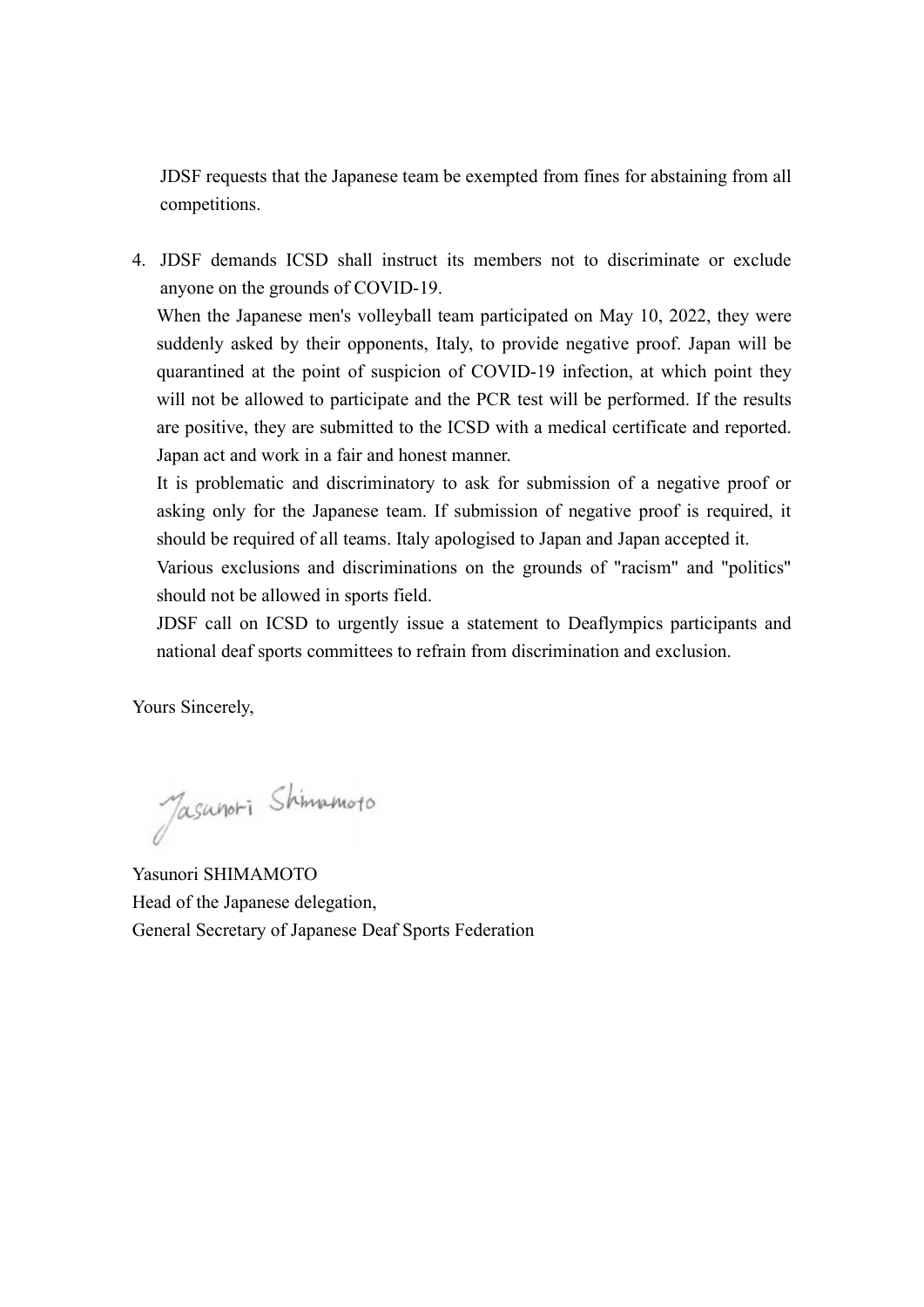JDSF requests that the Japanese team be exempted from fines for abstaining from all competitions.

4. JDSF demands ICSD shall instruct its members not to discriminate or exclude anyone on the grounds of COVID-19.

   When the Japanese men's volleyball team participated on May 10, 2022, they were suddenly asked by their opponents, Italy, to provide negative proof. Japan will be quarantined at the point of suspicion of COVID-19 infection, at which point they will not be allowed to participate and the PCR test will be performed. If the results are positive, they are submitted to the ICSD with a medical certificate and reported. Japan act and work in a fair and honest manner.

   It is problematic and discriminatory to ask for submission of a negative proof or asking only for the Japanese team. If submission of negative proof is required, it should be required of all teams. Italy apologised to Japan and Japan accepted it.

   Various exclusions and discriminations on the grounds of "racism" and "politics" should not be allowed in sports field.

   JDSF call on ICSD to urgently issue a statement to Deaflympics participants and national deaf sports committees to refrain from discrimination and exclusion.

Yours Sincerely,

Yasunori Shimamoto

Yasunori SHIMAMOTO
Head of the Japanese delegation,
General Secretary of Japanese Deaf Sports Federation